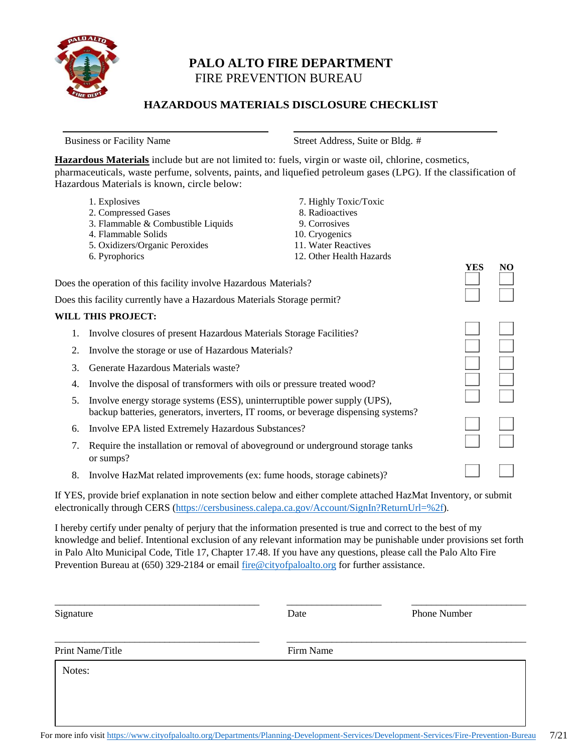# PALO ALTO FIRE DEPARTMENT

## FIRE PREVENTION BUREAU

### HAZARDOUS MATERIALS DISCLOSURE CHECKLIST

Business or Facility Name ____________________ Street Address, Suite or Bldg. # ____________________

**Hazardous Materials** include but are not limited to: fuels, virgin or waste oil, chlorine, cosmetics, pharmaceuticals, waste perfume, solvents, paints, and liquefied petroleum gases (LPG). If the classification of Hazardous Materials is known, circle below:

1. Explosives
2. Compressed Gases
3. Flammable & Combustible Liquids
4. Flammable Solids
5. Oxidizers/Organic Peroxides
6. Pyrophorics
7. Highly Toxic/Toxic
8. Radioactives
9. Corrosives
10. Cryogenics
11. Water Reactives
12. Other Health Hazards

| | YES | NO |
|---|---|---|
| Does the operation of this facility involve Hazardous Materials? | ☐ | ☐ |
| Does this facility currently have a Hazardous Materials Storage permit? | ☐ | ☐ |
| **WILL THIS PROJECT:** | | |
| 1. Involve closures of present Hazardous Materials Storage Facilities? | ☐ | ☐ |
| 2. Involve the storage or use of Hazardous Materials? | ☐ | ☐ |
| 3. Generate Hazardous Materials waste? | ☐ | ☐ |
| 4. Involve the disposal of transformers with oils or pressure treated wood? | ☐ | ☐ |
| 5. Involve energy storage systems (ESS), uninterruptible power supply (UPS), backup batteries, generators, inverters, IT rooms, or beverage dispensing systems? | ☐ | ☐ |
| 6. Involve EPA listed Extremely Hazardous Substances? | ☐ | ☐ |
| 7. Require the installation or removal of aboveground or underground storage tanks or sumps? | ☐ | ☐ |
| 8. Involve HazMat related improvements (ex: fume hoods, storage cabinets)? | ☐ | ☐ |

If YES, provide brief explanation in note section below and either complete attached HazMat Inventory, or submit electronically through CERS (https://cersbusiness.calepa.ca.gov/Account/SignIn?ReturnUrl=%2f).

I hereby certify under penalty of perjury that the information presented is true and correct to the best of my knowledge and belief. Intentional exclusion of any relevant information may be punishable under provisions set forth in Palo Alto Municipal Code, Title 17, Chapter 17.48. If you have any questions, please call the Palo Alto Fire Prevention Bureau at (650) 329-2184 or email fire@cityofpaloalto.org for further assistance.

Signature ____________________ Date ____________________ Phone Number ____________________

Print Name/Title ____________________ Firm Name ____________________

Notes:

For more info visit https://www.cityofpaloalto.org/Departments/Planning-Development-Services/Development-Services/Fire-Prevention-Bureau 7/21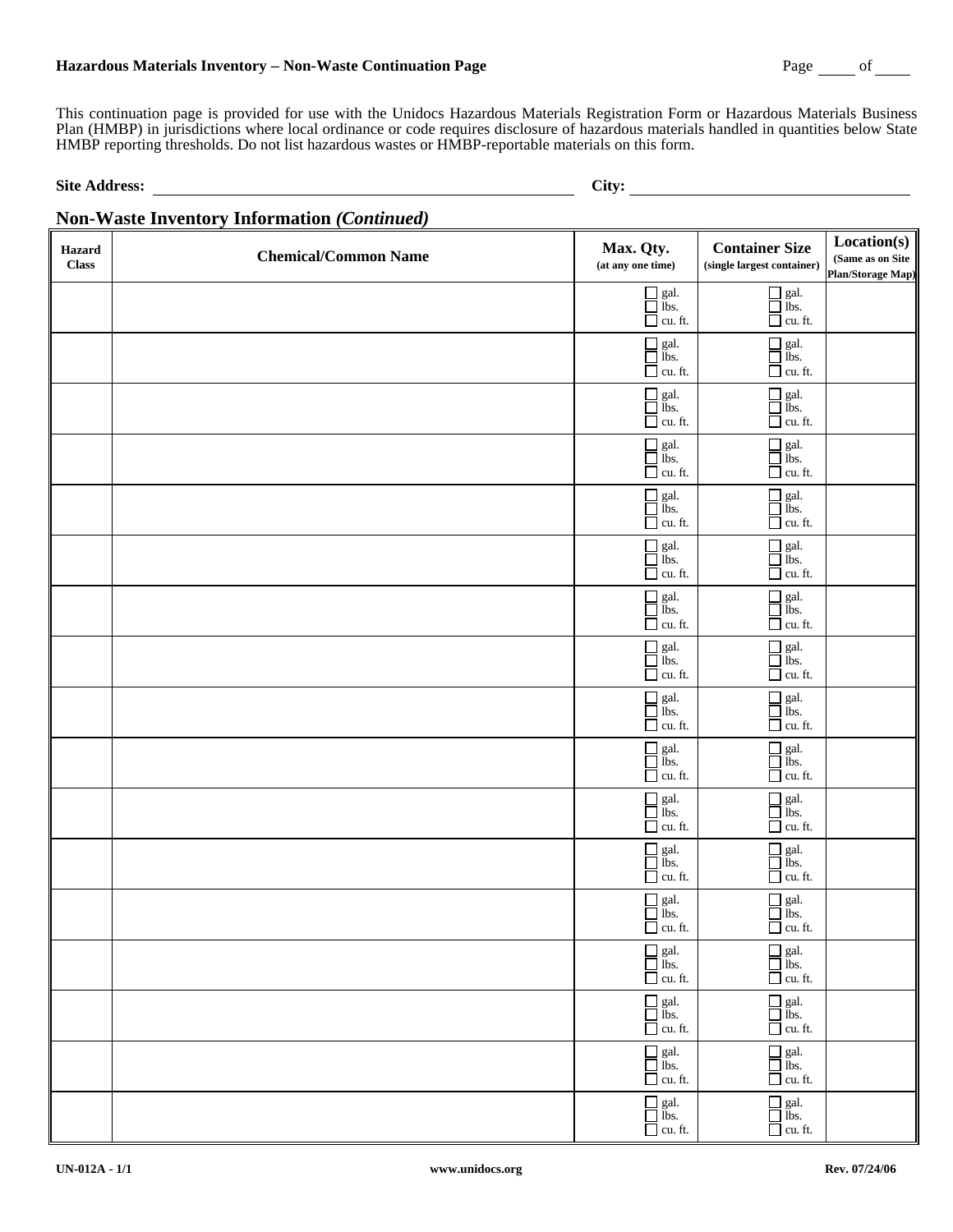**Hazardous Materials Inventory – Non-Waste Continuation Page**

Page _____ of _____

This continuation page is provided for use with the Unidocs Hazardous Materials Registration Form or Hazardous Materials Business Plan (HMBP) in jurisdictions where local ordinance or code requires disclosure of hazardous materials handled in quantities below State HMBP reporting thresholds. Do not list hazardous wastes or HMBP-reportable materials on this form.

**Site Address:** ______________________________ **City:** ______________________________

## Non-Waste Inventory Information *(Continued)*

| Hazard Class | Chemical/Common Name | Max. Qty. (at any one time) | Container Size (single largest container) | Location(s) (Same as on Site Plan/Storage Map) |
|---|---|---|---|---|
| | | ☐ gal. ☐ lbs. ☐ cu. ft. | ☐ gal. ☐ lbs. ☐ cu. ft. | |
| | | ☐ gal. ☐ lbs. ☐ cu. ft. | ☐ gal. ☐ lbs. ☐ cu. ft. | |
| | | ☐ gal. ☐ lbs. ☐ cu. ft. | ☐ gal. ☐ lbs. ☐ cu. ft. | |
| | | ☐ gal. ☐ lbs. ☐ cu. ft. | ☐ gal. ☐ lbs. ☐ cu. ft. | |
| | | ☐ gal. ☐ lbs. ☐ cu. ft. | ☐ gal. ☐ lbs. ☐ cu. ft. | |
| | | ☐ gal. ☐ lbs. ☐ cu. ft. | ☐ gal. ☐ lbs. ☐ cu. ft. | |
| | | ☐ gal. ☐ lbs. ☐ cu. ft. | ☐ gal. ☐ lbs. ☐ cu. ft. | |
| | | ☐ gal. ☐ lbs. ☐ cu. ft. | ☐ gal. ☐ lbs. ☐ cu. ft. | |
| | | ☐ gal. ☐ lbs. ☐ cu. ft. | ☐ gal. ☐ lbs. ☐ cu. ft. | |
| | | ☐ gal. ☐ lbs. ☐ cu. ft. | ☐ gal. ☐ lbs. ☐ cu. ft. | |
| | | ☐ gal. ☐ lbs. ☐ cu. ft. | ☐ gal. ☐ lbs. ☐ cu. ft. | |
| | | ☐ gal. ☐ lbs. ☐ cu. ft. | ☐ gal. ☐ lbs. ☐ cu. ft. | |
| | | ☐ gal. ☐ lbs. ☐ cu. ft. | ☐ gal. ☐ lbs. ☐ cu. ft. | |
| | | ☐ gal. ☐ lbs. ☐ cu. ft. | ☐ gal. ☐ lbs. ☐ cu. ft. | |
| | | ☐ gal. ☐ lbs. ☐ cu. ft. | ☐ gal. ☐ lbs. ☐ cu. ft. | |
| | | ☐ gal. ☐ lbs. ☐ cu. ft. | ☐ gal. ☐ lbs. ☐ cu. ft. | |
| | | ☐ gal. ☐ lbs. ☐ cu. ft. | ☐ gal. ☐ lbs. ☐ cu. ft. | |

UN-012A - 1/1 www.unidocs.org Rev. 07/24/06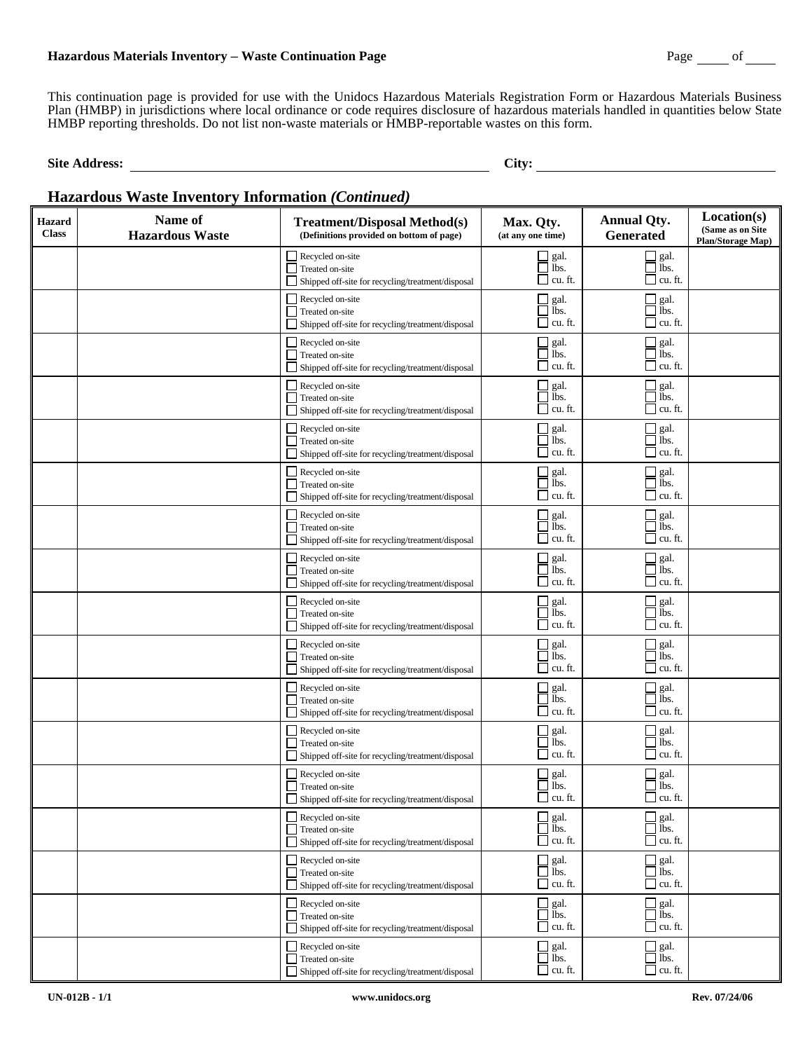**Hazardous Materials Inventory – Waste Continuation Page**

Page ____ of ____

This continuation page is provided for use with the Unidocs Hazardous Materials Registration Form or Hazardous Materials Business Plan (HMBP) in jurisdictions where local ordinance or code requires disclosure of hazardous materials handled in quantities below State HMBP reporting thresholds. Do not list non-waste materials or HMBP-reportable wastes on this form.

**Site Address:** ____________________ **City:** ____________________

## Hazardous Waste Inventory Information *(Continued)*

| Hazard Class | Name of Hazardous Waste | Treatment/Disposal Method(s) (Definitions provided on bottom of page) | Max. Qty. (at any one time) | Annual Qty. Generated | Location(s) (Same as on Site Plan/Storage Map) |
|---|---|---|---|---|---|
| | | ☐ Recycled on-site ☐ Treated on-site ☐ Shipped off-site for recycling/treatment/disposal | ☐ gal. ☐ lbs. ☐ cu. ft. | ☐ gal. ☐ lbs. ☐ cu. ft. | |
| | | ☐ Recycled on-site ☐ Treated on-site ☐ Shipped off-site for recycling/treatment/disposal | ☐ gal. ☐ lbs. ☐ cu. ft. | ☐ gal. ☐ lbs. ☐ cu. ft. | |
| | | ☐ Recycled on-site ☐ Treated on-site ☐ Shipped off-site for recycling/treatment/disposal | ☐ gal. ☐ lbs. ☐ cu. ft. | ☐ gal. ☐ lbs. ☐ cu. ft. | |
| | | ☐ Recycled on-site ☐ Treated on-site ☐ Shipped off-site for recycling/treatment/disposal | ☐ gal. ☐ lbs. ☐ cu. ft. | ☐ gal. ☐ lbs. ☐ cu. ft. | |
| | | ☐ Recycled on-site ☐ Treated on-site ☐ Shipped off-site for recycling/treatment/disposal | ☐ gal. ☐ lbs. ☐ cu. ft. | ☐ gal. ☐ lbs. ☐ cu. ft. | |
| | | ☐ Recycled on-site ☐ Treated on-site ☐ Shipped off-site for recycling/treatment/disposal | ☐ gal. ☐ lbs. ☐ cu. ft. | ☐ gal. ☐ lbs. ☐ cu. ft. | |
| | | ☐ Recycled on-site ☐ Treated on-site ☐ Shipped off-site for recycling/treatment/disposal | ☐ gal. ☐ lbs. ☐ cu. ft. | ☐ gal. ☐ lbs. ☐ cu. ft. | |
| | | ☐ Recycled on-site ☐ Treated on-site ☐ Shipped off-site for recycling/treatment/disposal | ☐ gal. ☐ lbs. ☐ cu. ft. | ☐ gal. ☐ lbs. ☐ cu. ft. | |
| | | ☐ Recycled on-site ☐ Treated on-site ☐ Shipped off-site for recycling/treatment/disposal | ☐ gal. ☐ lbs. ☐ cu. ft. | ☐ gal. ☐ lbs. ☐ cu. ft. | |
| | | ☐ Recycled on-site ☐ Treated on-site ☐ Shipped off-site for recycling/treatment/disposal | ☐ gal. ☐ lbs. ☐ cu. ft. | ☐ gal. ☐ lbs. ☐ cu. ft. | |
| | | ☐ Recycled on-site ☐ Treated on-site ☐ Shipped off-site for recycling/treatment/disposal | ☐ gal. ☐ lbs. ☐ cu. ft. | ☐ gal. ☐ lbs. ☐ cu. ft. | |
| | | ☐ Recycled on-site ☐ Treated on-site ☐ Shipped off-site for recycling/treatment/disposal | ☐ gal. ☐ lbs. ☐ cu. ft. | ☐ gal. ☐ lbs. ☐ cu. ft. | |
| | | ☐ Recycled on-site ☐ Treated on-site ☐ Shipped off-site for recycling/treatment/disposal | ☐ gal. ☐ lbs. ☐ cu. ft. | ☐ gal. ☐ lbs. ☐ cu. ft. | |
| | | ☐ Recycled on-site ☐ Treated on-site ☐ Shipped off-site for recycling/treatment/disposal | ☐ gal. ☐ lbs. ☐ cu. ft. | ☐ gal. ☐ lbs. ☐ cu. ft. | |
| | | ☐ Recycled on-site ☐ Treated on-site ☐ Shipped off-site for recycling/treatment/disposal | ☐ gal. ☐ lbs. ☐ cu. ft. | ☐ gal. ☐ lbs. ☐ cu. ft. | |
| | | ☐ Recycled on-site ☐ Treated on-site ☐ Shipped off-site for recycling/treatment/disposal | ☐ gal. ☐ lbs. ☐ cu. ft. | ☐ gal. ☐ lbs. ☐ cu. ft. | |
| | | ☐ Recycled on-site ☐ Treated on-site ☐ Shipped off-site for recycling/treatment/disposal | ☐ gal. ☐ lbs. ☐ cu. ft. | ☐ gal. ☐ lbs. ☐ cu. ft. | |

UN-012B - 1/1 www.unidocs.org Rev. 07/24/06